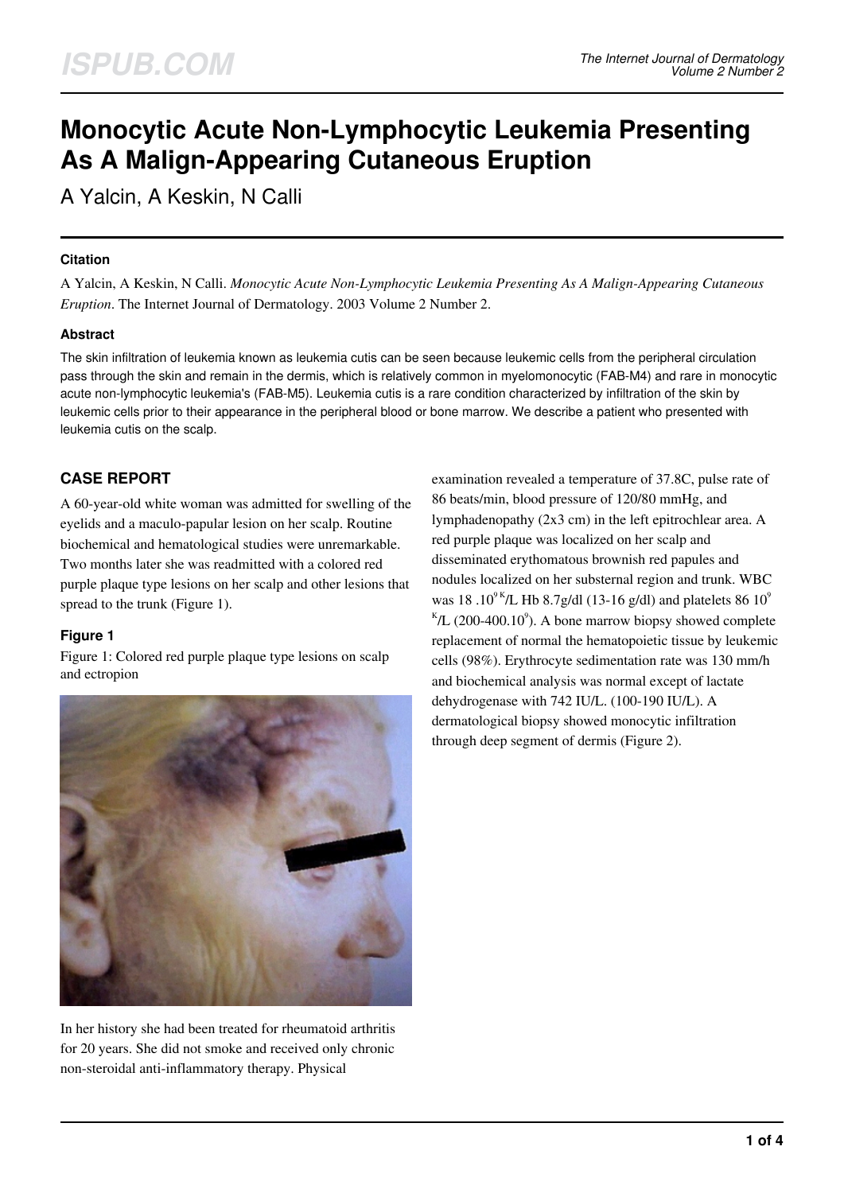# Monocytic Acute Non-Lymphocytic Leukemia Presenting As A Malign-Appearing Cutaneous Eruption

A Yalcin, A Keskin, N Calli

### Citation

A Yalcin, A Keskin, N Calli. *Monocytic Acute Non-Lymphocytic Leukemia Presenting As A Malign-Appearing Cutaneous Eruption*. The Internet Journal of Dermatology. 2003 Volume 2 Number 2.

### Abstract

The skin infiltration of leukemia known as leukemia cutis can be seen because leukemic cells from the peripheral circulation pass through the skin and remain in the dermis, which is relatively common in myelomonocytic (FAB-M4) and rare in monocytic acute non-lymphocytic leukemia's (FAB-M5). Leukemia cutis is a rare condition characterized by infiltration of the skin by leukemic cells prior to their appearance in the peripheral blood or bone marrow. We describe a patient who presented with leukemia cutis on the scalp.

## CASE REPORT

A 60-year-old white woman was admitted for swelling of the eyelids and a maculo-papular lesion on her scalp. Routine biochemical and hematological studies were unremarkable. Two months later she was readmitted with a colored red purple plaque type lesions on her scalp and other lesions that spread to the trunk (Figure 1).

### Figure 1

Figure 1: Colored red purple plaque type lesions on scalp and ectropion

In her history she had been treated for rheumatoid arthritis for 20 years. She did not smoke and received only chronic non-steroidal anti-inflammatory therapy. Physical examination revealed a temperature of 37.8C, pulse rate of 86 beats/min, blood pressure of 120/80 mmHg, and lymphadenopathy (2x3 cm) in the left epitrochlear area. A red purple plaque was localized on her scalp and disseminated erythomatous brownish red papules and nodules localized on her substernal region and trunk. WBC was 18 $.10^{9\,K}$/L Hb 8.7g/dl (13-16 g/dl) and platelets 86 $10^{9}$ $^{K}$/L (200-400.$10^{9}$). A bone marrow biopsy showed complete replacement of normal the hematopoietic tissue by leukemic cells (98%). Erythrocyte sedimentation rate was 130 mm/h and biochemical analysis was normal except of lactate dehydrogenase with 742 IU/L. (100-190 IU/L). A dermatological biopsy showed monocytic infiltration through deep segment of dermis (Figure 2).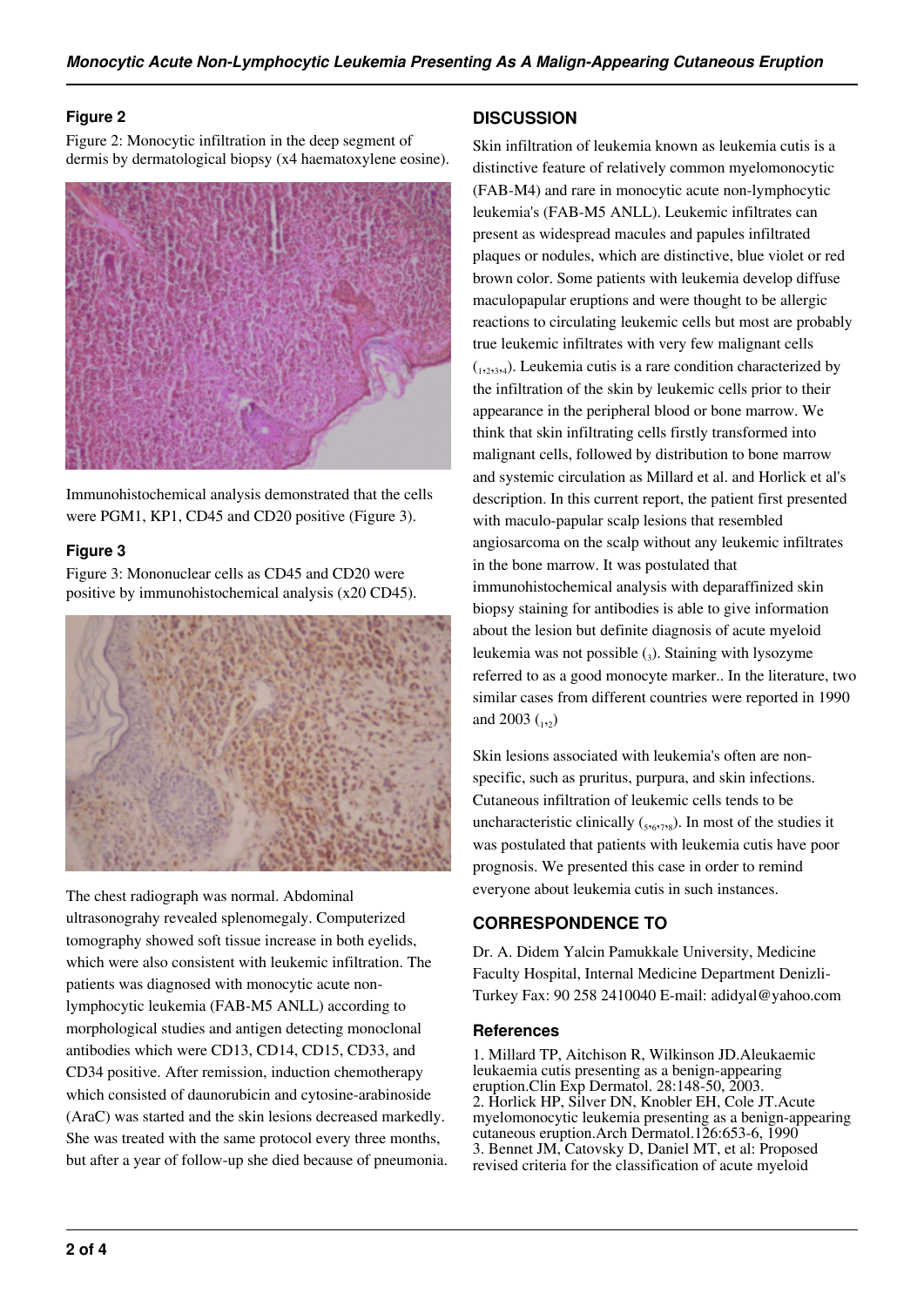### Figure 2

Figure 2: Monocytic infiltration in the deep segment of dermis by dermatological biopsy (x4 haematoxylene eosine).

Immunohistochemical analysis demonstrated that the cells were PGM1, KP1, CD45 and CD20 positive (Figure 3).

### Figure 3

Figure 3: Mononuclear cells as CD45 and CD20 were positive by immunohistochemical analysis (x20 CD45).

The chest radiograph was normal. Abdominal ultrasonograhy revealed splenomegaly. Computerized tomography showed soft tissue increase in both eyelids, which were also consistent with leukemic infiltration. The patients was diagnosed with monocytic acute non-lymphocytic leukemia (FAB-M5 ANLL) according to morphological studies and antigen detecting monoclonal antibodies which were CD13, CD14, CD15, CD33, and CD34 positive. After remission, induction chemotherapy which consisted of daunorubicin and cytosine-arabinoside (AraC) was started and the skin lesions decreased markedly. She was treated with the same protocol every three months, but after a year of follow-up she died because of pneumonia.

## DISCUSSION

Skin infiltration of leukemia known as leukemia cutis is a distinctive feature of relatively common myelomonocytic (FAB-M4) and rare in monocytic acute non-lymphocytic leukemia's (FAB-M5 ANLL). Leukemic infiltrates can present as widespread macules and papules infiltrated plaques or nodules, which are distinctive, blue violet or red brown color. Some patients with leukemia develop diffuse maculopapular eruptions and were thought to be allergic reactions to circulating leukemic cells but most are probably true leukemic infiltrates with very few malignant cells (1,2,3,4). Leukemia cutis is a rare condition characterized by the infiltration of the skin by leukemic cells prior to their appearance in the peripheral blood or bone marrow. We think that skin infiltrating cells firstly transformed into malignant cells, followed by distribution to bone marrow and systemic circulation as Millard et al. and Horlick et al's description. In this current report, the patient first presented with maculo-papular scalp lesions that resembled angiosarcoma on the scalp without any leukemic infiltrates in the bone marrow. It was postulated that immunohistochemical analysis with deparaffinized skin biopsy staining for antibodies is able to give information about the lesion but definite diagnosis of acute myeloid leukemia was not possible (3). Staining with lysozyme referred to as a good monocyte marker.. In the literature, two similar cases from different countries were reported in 1990 and 2003 (1,2)

Skin lesions associated with leukemia's often are non-specific, such as pruritus, purpura, and skin infections. Cutaneous infiltration of leukemic cells tends to be uncharacteristic clinically (5,6,7,8). In most of the studies it was postulated that patients with leukemia cutis have poor prognosis. We presented this case in order to remind everyone about leukemia cutis in such instances.

## CORRESPONDENCE TO

Dr. A. Didem Yalcin Pamukkale University, Medicine Faculty Hospital, Internal Medicine Department Denizli-Turkey Fax: 90 258 2410040 E-mail: adidyal@yahoo.com

### References

1. Millard TP, Aitchison R, Wilkinson JD.Aleukaemic leukaemia cutis presenting as a benign-appearing eruption.Clin Exp Dermatol. 28:148-50, 2003.
2. Horlick HP, Silver DN, Knobler EH, Cole JT.Acute myelomonocytic leukemia presenting as a benign-appearing cutaneous eruption.Arch Dermatol.126:653-6, 1990
3. Bennet JM, Catovsky D, Daniel MT, et al: Proposed revised criteria for the classification of acute myeloid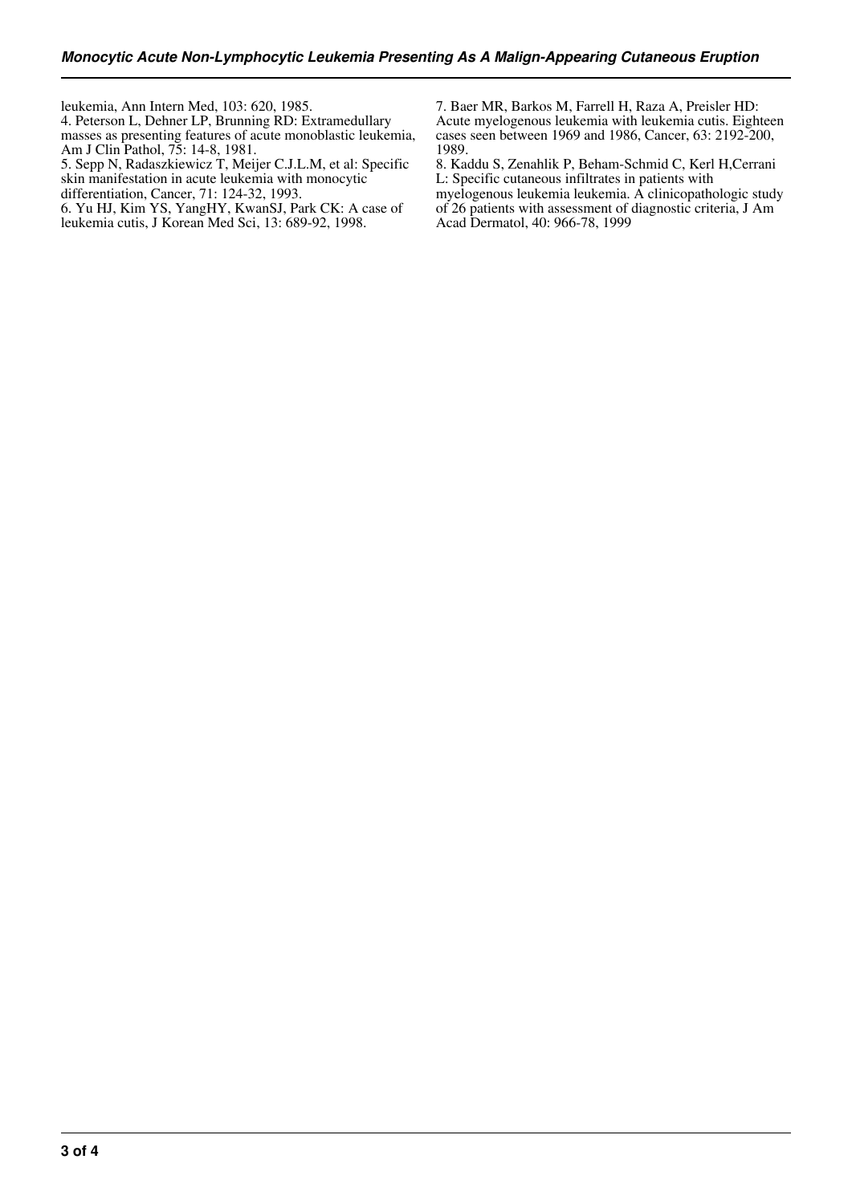leukemia, Ann Intern Med, 103: 620, 1985.

4. Peterson L, Dehner LP, Brunning RD: Extramedullary masses as presenting features of acute monoblastic leukemia, Am J Clin Pathol, 75: 14-8, 1981.

5. Sepp N, Radaszkiewicz T, Meijer C.J.L.M, et al: Specific skin manifestation in acute leukemia with monocytic differentiation, Cancer, 71: 124-32, 1993.

6. Yu HJ, Kim YS, YangHY, KwanSJ, Park CK: A case of leukemia cutis, J Korean Med Sci, 13: 689-92, 1998.

7. Baer MR, Barkos M, Farrell H, Raza A, Preisler HD: Acute myelogenous leukemia with leukemia cutis. Eighteen cases seen between 1969 and 1986, Cancer, 63: 2192-200, 1989.

8. Kaddu S, Zenahlik P, Beham-Schmid C, Kerl H,Cerrani L: Specific cutaneous infiltrates in patients with myelogenous leukemia leukemia. A clinicopathologic study of 26 patients with assessment of diagnostic criteria, J Am Acad Dermatol, 40: 966-78, 1999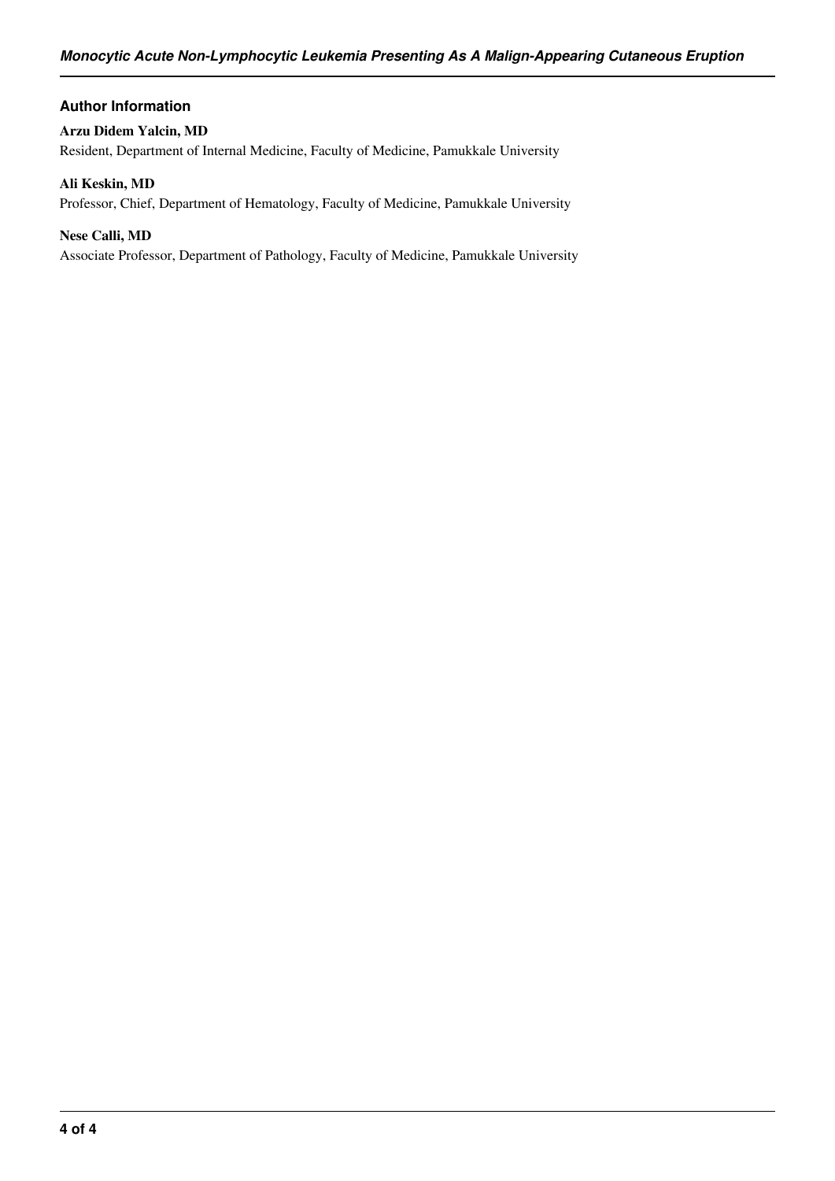### Author Information

**Arzu Didem Yalcin, MD**
Resident, Department of Internal Medicine, Faculty of Medicine, Pamukkale University

**Ali Keskin, MD**
Professor, Chief, Department of Hematology, Faculty of Medicine, Pamukkale University

**Nese Calli, MD**
Associate Professor, Department of Pathology, Faculty of Medicine, Pamukkale University